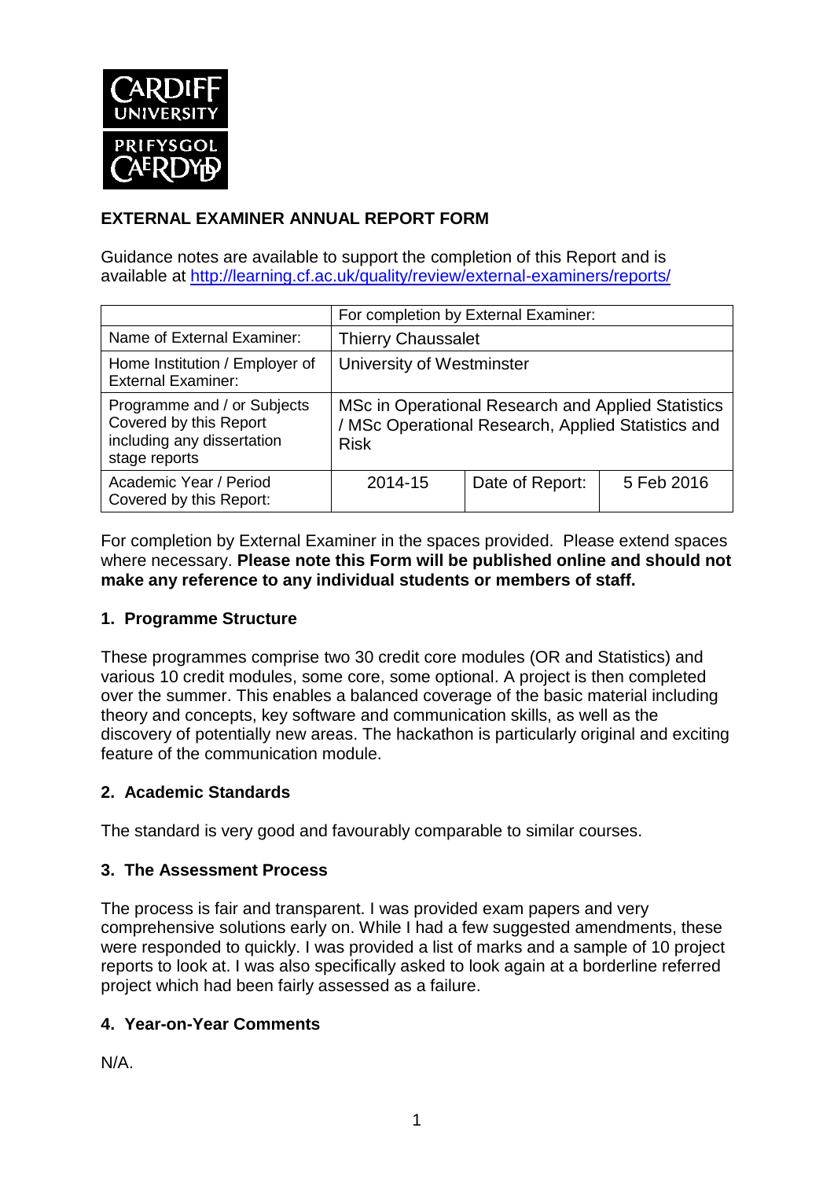# EXTERNAL EXAMINER ANNUAL REPORT FORM

Guidance notes are available to support the completion of this Report and is available at [http://learning.cf.ac.uk/quality/review/external-examiners/reports/](http://learning.cf.ac.uk/quality/review/external-examiners/reports/)

| | For completion by External Examiner: | | |
|---|---|---|---|
| Name of External Examiner: | Thierry Chaussalet | | |
| Home Institution / Employer of External Examiner: | University of Westminster | | |
| Programme and / or Subjects Covered by this Report including any dissertation stage reports | MSc in Operational Research and Applied Statistics / MSc Operational Research, Applied Statistics and Risk | | |
| Academic Year / Period Covered by this Report: | 2014-15 | Date of Report: | 5 Feb 2016 |

For completion by External Examiner in the spaces provided. Please extend spaces where necessary. **Please note this Form will be published online and should not make any reference to any individual students or members of staff.**

## 1. Programme Structure

These programmes comprise two 30 credit core modules (OR and Statistics) and various 10 credit modules, some core, some optional. A project is then completed over the summer. This enables a balanced coverage of the basic material including theory and concepts, key software and communication skills, as well as the discovery of potentially new areas. The hackathon is particularly original and exciting feature of the communication module.

## 2. Academic Standards

The standard is very good and favourably comparable to similar courses.

## 3. The Assessment Process

The process is fair and transparent. I was provided exam papers and very comprehensive solutions early on. While I had a few suggested amendments, these were responded to quickly. I was provided a list of marks and a sample of 10 project reports to look at. I was also specifically asked to look again at a borderline referred project which had been fairly assessed as a failure.

## 4. Year-on-Year Comments

N/A.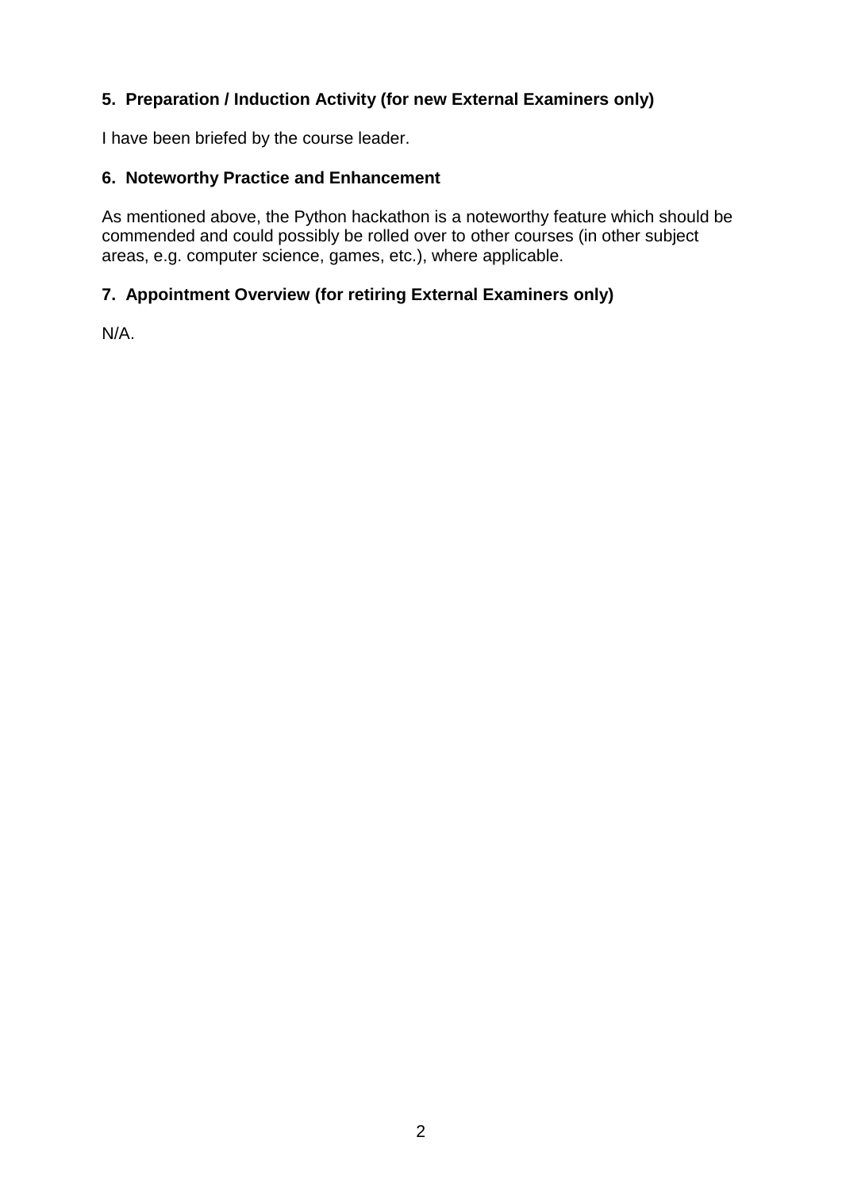## 5. Preparation / Induction Activity (for new External Examiners only)

I have been briefed by the course leader.

## 6. Noteworthy Practice and Enhancement

As mentioned above, the Python hackathon is a noteworthy feature which should be commended and could possibly be rolled over to other courses (in other subject areas, e.g. computer science, games, etc.), where applicable.

## 7. Appointment Overview (for retiring External Examiners only)

N/A.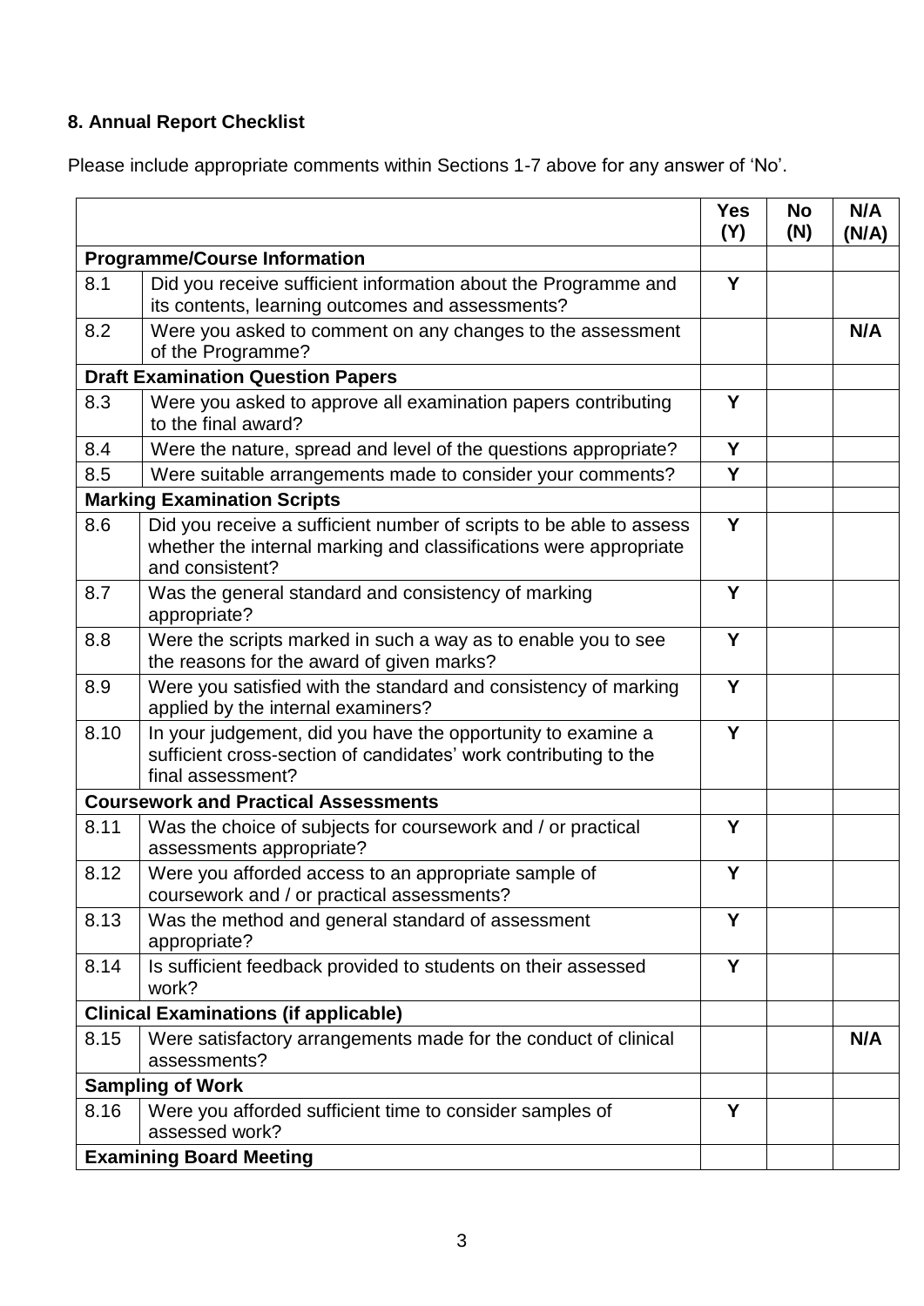## 8. Annual Report Checklist

Please include appropriate comments within Sections 1-7 above for any answer of 'No'.

| | | Yes (Y) | No (N) | N/A (N/A) |
|---|---|---|---|---|
| **Programme/Course Information** | | | | |
| 8.1 | Did you receive sufficient information about the Programme and its contents, learning outcomes and assessments? | Y | | |
| 8.2 | Were you asked to comment on any changes to the assessment of the Programme? | | | N/A |
| **Draft Examination Question Papers** | | | | |
| 8.3 | Were you asked to approve all examination papers contributing to the final award? | Y | | |
| 8.4 | Were the nature, spread and level of the questions appropriate? | Y | | |
| 8.5 | Were suitable arrangements made to consider your comments? | Y | | |
| **Marking Examination Scripts** | | | | |
| 8.6 | Did you receive a sufficient number of scripts to be able to assess whether the internal marking and classifications were appropriate and consistent? | Y | | |
| 8.7 | Was the general standard and consistency of marking appropriate? | Y | | |
| 8.8 | Were the scripts marked in such a way as to enable you to see the reasons for the award of given marks? | Y | | |
| 8.9 | Were you satisfied with the standard and consistency of marking applied by the internal examiners? | Y | | |
| 8.10 | In your judgement, did you have the opportunity to examine a sufficient cross-section of candidates' work contributing to the final assessment? | Y | | |
| **Coursework and Practical Assessments** | | | | |
| 8.11 | Was the choice of subjects for coursework and / or practical assessments appropriate? | Y | | |
| 8.12 | Were you afforded access to an appropriate sample of coursework and / or practical assessments? | Y | | |
| 8.13 | Was the method and general standard of assessment appropriate? | Y | | |
| 8.14 | Is sufficient feedback provided to students on their assessed work? | Y | | |
| **Clinical Examinations (if applicable)** | | | | |
| 8.15 | Were satisfactory arrangements made for the conduct of clinical assessments? | | | N/A |
| **Sampling of Work** | | | | |
| 8.16 | Were you afforded sufficient time to consider samples of assessed work? | Y | | |
| **Examining Board Meeting** | | | | |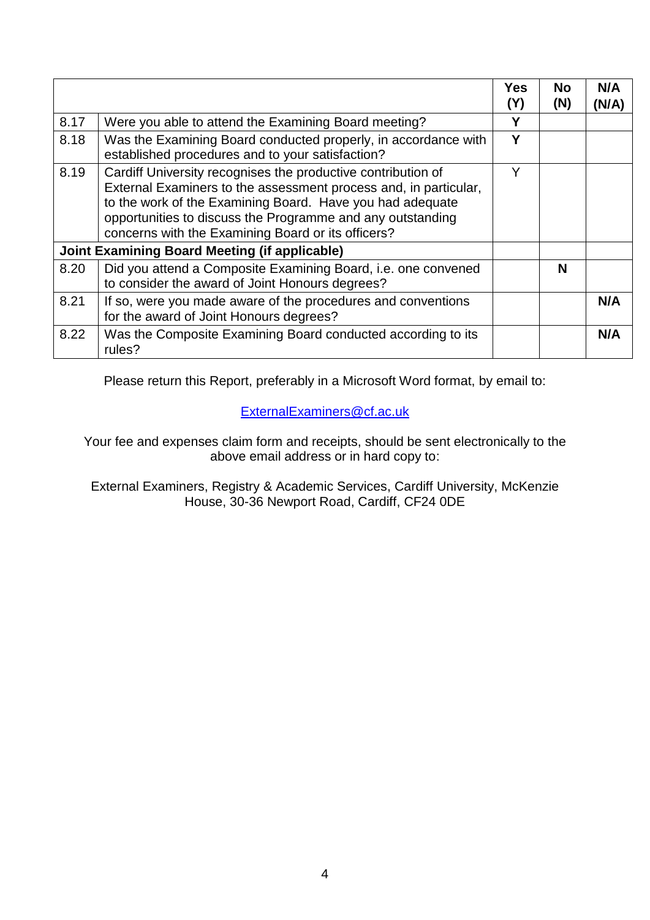| | | Yes (Y) | No (N) | N/A (N/A) |
|---|---|---|---|---|
| 8.17 | Were you able to attend the Examining Board meeting? | **Y** | | |
| 8.18 | Was the Examining Board conducted properly, in accordance with established procedures and to your satisfaction? | **Y** | | |
| 8.19 | Cardiff University recognises the productive contribution of External Examiners to the assessment process and, in particular, to the work of the Examining Board. Have you had adequate opportunities to discuss the Programme and any outstanding concerns with the Examining Board or its officers? | Y | | |
| **Joint Examining Board Meeting (if applicable)** | | | | |
| 8.20 | Did you attend a Composite Examining Board, i.e. one convened to consider the award of Joint Honours degrees? | | **N** | |
| 8.21 | If so, were you made aware of the procedures and conventions for the award of Joint Honours degrees? | | | **N/A** |
| 8.22 | Was the Composite Examining Board conducted according to its rules? | | | **N/A** |

Please return this Report, preferably in a Microsoft Word format, by email to:

ExternalExaminers@cf.ac.uk

Your fee and expenses claim form and receipts, should be sent electronically to the above email address or in hard copy to:

External Examiners, Registry & Academic Services, Cardiff University, McKenzie House, 30-36 Newport Road, Cardiff, CF24 0DE